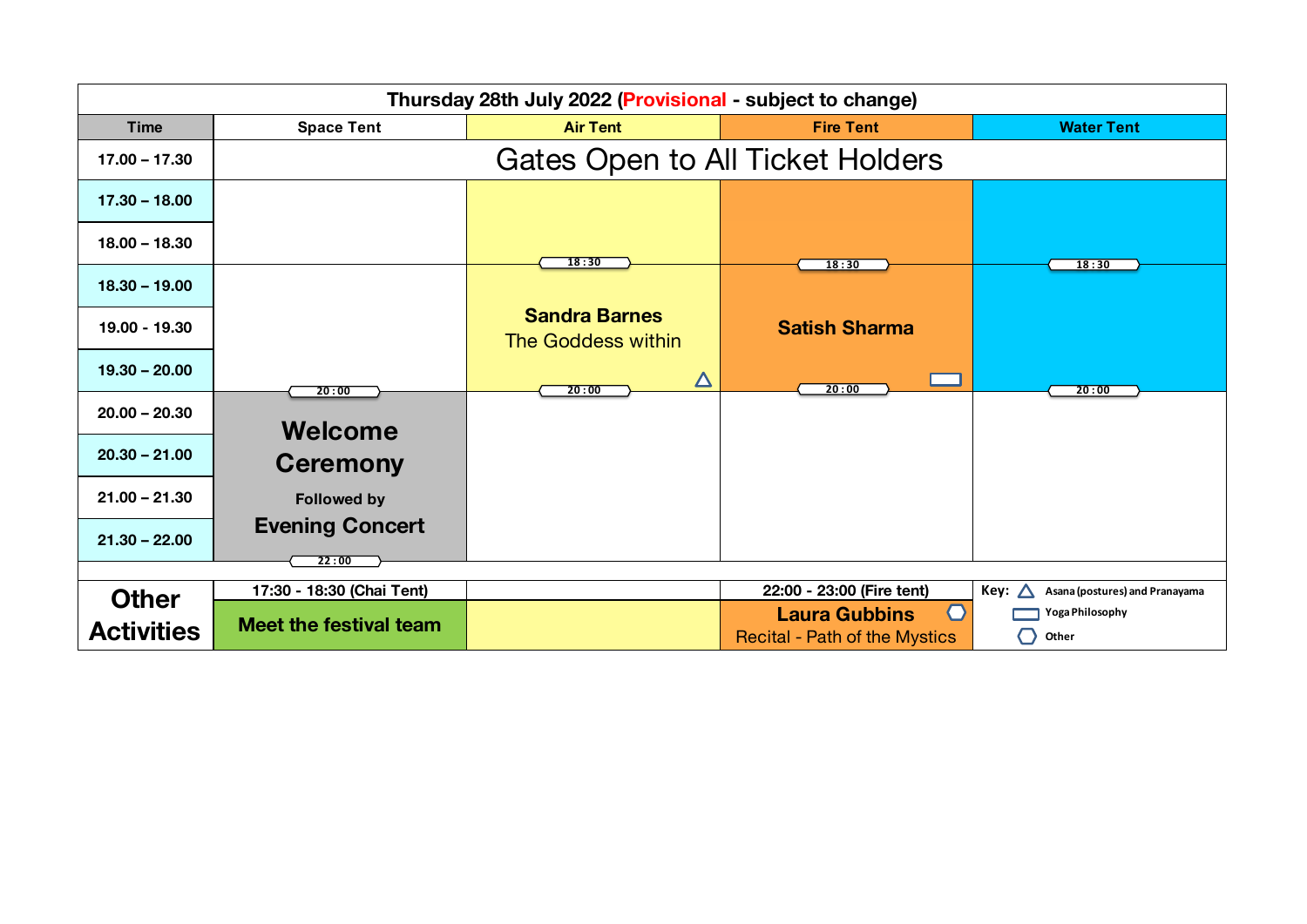# Thursday 28th July 2022 (Provisional - subject to change)

| Time | Space Tent | Air Tent | Fire Tent | Water Tent |
|---|---|---|---|---|
| 17.00 – 17.30 | Gates Open to All Ticket Holders | | | |
| 17.30 – 18.00 | | | | |
| 18.00 – 18.30 | | | | |
| 18.30 – 19.00 | | 18:30 **Sandra Barnes** The Goddess within △ 20:00 | 18:30 **Satish Sharma** ▭ 20:00 | 18:30 – 20:00 |
| 19.00 - 19.30 | | | | |
| 19.30 – 20.00 | | | | |
| 20.00 – 20.30 | 20:00 **Welcome Ceremony** Followed by **Evening Concert** 22:00 | | | |
| 20.30 – 21.00 | | | | |
| 21.00 – 21.30 | | | | |
| 21.30 – 22.00 | | | | |

| Other Activities | 17:30 - 18:30 (Chai Tent) | | 22:00 - 23:00 (Fire tent) | Key: |
|---|---|---|---|---|
| | **Meet the festival team** | | **Laura Gubbins** ⬡ Recital - Path of the Mystics | △ Asana (postures) and Pranayama; ▭ Yoga Philosophy; ⬡ Other |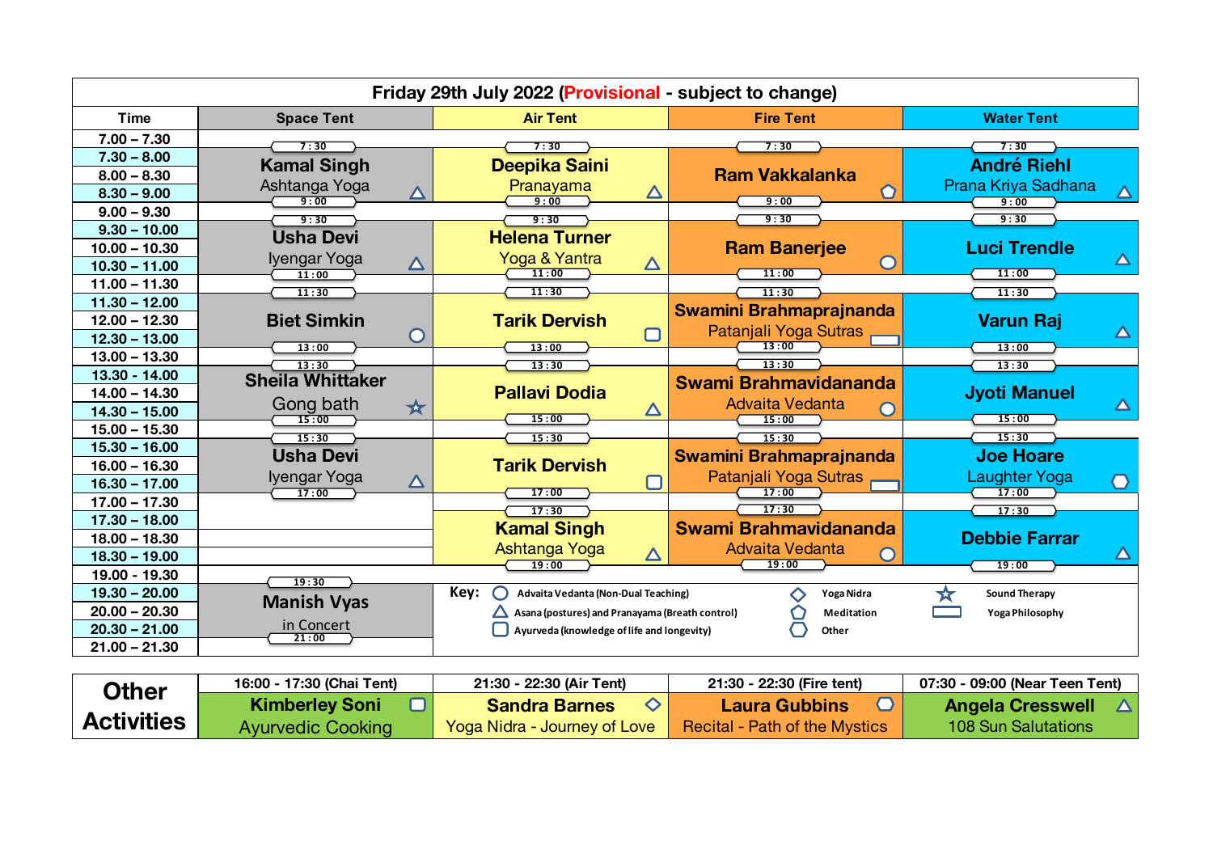## Friday 29th July 2022 (Provisional - subject to change)

| Time | Space Tent | Air Tent | Fire Tent | Water Tent |
|---|---|---|---|---|
| 7.00 – 7.30 | | | | |
| 7.30 – 9.00 | 7:30 – 9:00 Kamal Singh, Ashtanga Yoga △ | 7:30 – 9:00 Deepika Saini, Pranayama △ | 7:30 – 9:00 Ram Vakkalanka ⬠ | 7:30 – 9:00 André Riehl, Prana Kriya Sadhana △ |
| 9.00 – 9.30 | | | | |
| 9.30 – 11.00 | 9:30 – 11:00 Usha Devi, Iyengar Yoga △ | 9:30 – 11:00 Helena Turner, Yoga & Yantra △ | 9:30 – 11:00 Ram Banerjee ○ | 9:30 – 11:00 Luci Trendle △ |
| 11.00 – 11.30 | | | | |
| 11.30 – 13.00 | 11:30 – 13:00 Biet Simkin ○ | 11:30 – 13:00 Tarik Dervish ▢ | 11:30 – 13:00 Swamini Brahmaprajnananda, Patanjali Yoga Sutras ▭ | 11:30 – 13:00 Varun Raj △ |
| 13.00 – 13.30 | | | | |
| 13.30 – 15.00 | 13:30 – 15:00 Sheila Whittaker, Gong bath ☆ | 13:30 – 15:00 Pallavi Dodia △ | 13:30 – 15:00 Swami Brahmavidananda, Advaita Vedanta ○ | 13:30 – 15:00 Jyoti Manuel △ |
| 15.00 – 15.30 | | | | |
| 15.30 – 17.00 | 15:30 – 17:00 Usha Devi, Iyengar Yoga △ | 15:30 – 17:00 Tarik Dervish ▢ | 15:30 – 17:00 Swamini Brahmaprajnananda, Patanjali Yoga Sutras ▭ | 15:30 – 17:00 Joe Hoare, Laughter Yoga ⬡ |
| 17.00 – 17.30 | | | | |
| 17.30 – 19.00 | | 17:30 – 19:00 Kamal Singh, Ashtanga Yoga △ | 17:30 – 19:00 Swami Brahmavidananda, Advaita Vedanta ○ | 17:30 – 19:00 Debbie Farrar △ |
| 19.00 – 19.30 | | | | |
| 19.30 – 21.00 | 19:30 – 21:00 Manish Vyas, in Concert | | | |
| 21.00 – 21.30 | | | | |

**Key:**
- ○ Advaita Vedanta (Non-Dual Teaching)
- △ Asana (postures) and Pranayama (Breath control)
- ▢ Ayurveda (knowledge of life and longevity)
- ◇ Yoga Nidra
- ⬠ Meditation
- ⬡ Other
- ☆ Sound Therapy
- ▭ Yoga Philosophy

| Other Activities | 16:00 - 17:30 (Chai Tent) | 21:30 - 22:30 (Air Tent) | 21:30 - 22:30 (Fire tent) | 07:30 - 09:00 (Near Teen Tent) |
|---|---|---|---|---|
| | Kimberley Soni ▢ Ayurvedic Cooking | Sandra Barnes ◇ Yoga Nidra - Journey of Love | Laura Gubbins ⬡ Recital - Path of the Mystics | Angela Cresswell △ 108 Sun Salutations |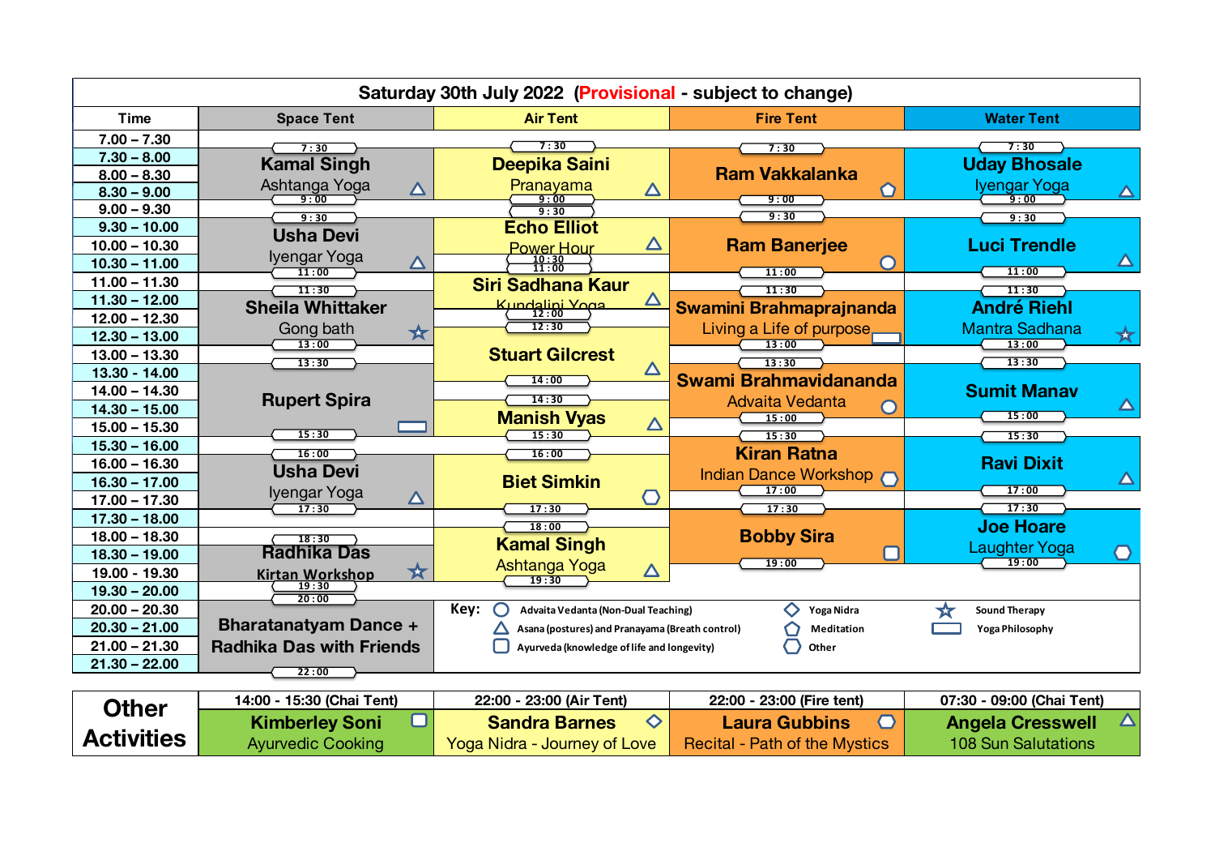# Saturday 30th July 2022 (Provisional - subject to change)

| Time | Space Tent | Air Tent | Fire Tent | Water Tent |
|---|---|---|---|---|
| 7:30 – 9:00 | **Kamal Singh** Ashtanga Yoga △ (7:30 – 9:00) | **Deepika Saini** Pranayama △ (7:30 – 9:00) | **Ram Vakkalanka** ⬠ (7:30 – 9:00) | **Uday Bhosale** Iyengar Yoga △ (7:30 – 9:00) |
| 9:30 – 11:00 | **Usha Devi** Iyengar Yoga △ (9:30 – 11:00) | **Echo Elliot** Power Hour △ (9:30 – 10:30) | **Ram Banerjee** ○ (9:30 – 11:00) | **Luci Trendle** △ (9:30 – 11:00) |
| 11:00 – 12:00 | | **Siri Sadhana Kaur** Kundalini Yoga △ (11:00 – 12:00) | | |
| 11:30 – 13:00 | **Sheila Whittaker** Gong bath ☆ (11:30 – 13:00) | **Stuart Gilcrest** △ (12:30 – 14:00) | **Swamini Brahmaprajnananda** Living a Life of purpose ▭ (11:30 – 13:00) | **André Riehl** Mantra Sadhana ☆ (11:30 – 13:00) |
| 13:30 – 15:30 | **Rupert Spira** ▭ (13:30 – 15:30) | **Manish Vyas** △ (14:30 – 15:30) | **Swami Brahmavidananda** Advaita Vedanta ○ (13:30 – 15:00) | **Sumit Manav** △ (13:30 – 15:00) |
| 15:30 – 17:30 | **Usha Devi** Iyengar Yoga △ (16:00 – 17:30) | **Biet Simkin** ⬡ (16:00 – 17:30) | **Kiran Ratna** Indian Dance Workshop ⬡ (15:30 – 17:00) | **Ravi Dixit** △ (15:30 – 17:00) |
| 17:30 – 19:30 | **Radhika Das** Kirtan Workshop ☆ (18:30 – 19:30) | **Kamal Singh** Ashtanga Yoga △ (18:00 – 19:30) | **Bobby Sira** ▢ (17:30 – 19:00) | **Joe Hoare** Laughter Yoga ⬡ (17:30 – 19:00) |
| 20:00 – 22:00 | **Bharatanatyam Dance + Radhika Das with Friends** (20:00 – 22:00) | | | |

**Key:**
- ○ Advaita Vedanta (Non-Dual Teaching)
- △ Asana (postures) and Pranayama (Breath control)
- ▢ Ayurveda (knowledge of life and longevity)
- ◇ Yoga Nidra
- ⬠ Meditation
- ⬡ Other
- ☆ Sound Therapy
- ▭ Yoga Philosophy

| Other Activities | 14:00 - 15:30 (Chai Tent) | 22:00 - 23:00 (Air Tent) | 22:00 - 23:00 (Fire tent) | 07:30 - 09:00 (Chai Tent) |
|---|---|---|---|---|
| | **Kimberley Soni** Ayurvedic Cooking ▢ | **Sandra Barnes** Yoga Nidra - Journey of Love ◇ | **Laura Gubbins** Recital - Path of the Mystics ⬡ | **Angela Cresswell** 108 Sun Salutations △ |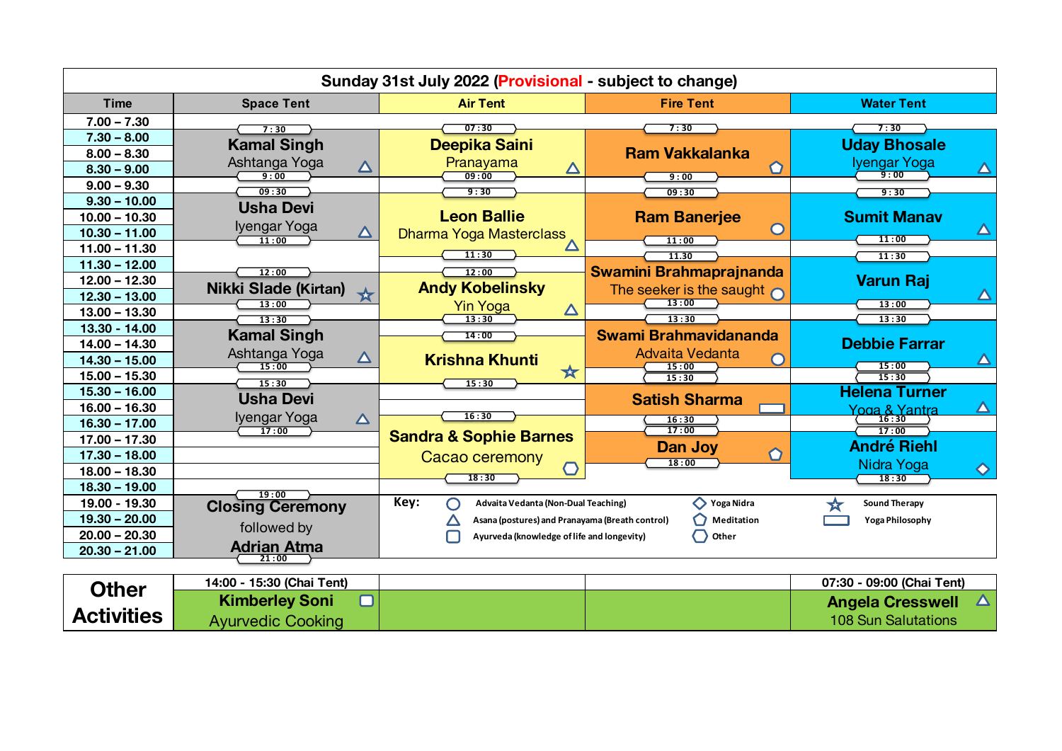# Sunday 31st July 2022 (Provisional - subject to change)

| Time | Space Tent | Air Tent | Fire Tent | Water Tent |
|---|---|---|---|---|
| 7.00 – 7.30 | | | | |
| 7.30 – 8.00 | 7:30 – 9:00 **Kamal Singh** Ashtanga Yoga △ | 07:30 – 09:00 **Deepika Saini** Pranayama △ | 7:30 – 9:00 **Ram Vakkalanka** ⬠ | 7:30 – 9:00 **Uday Bhosale** Iyengar Yoga △ |
| 8.00 – 8.30 | | | | |
| 8.30 – 9.00 | | | | |
| 9.00 – 9.30 | | | | |
| 9.30 – 10.00 | 09:30 – 11:00 **Usha Devi** Iyengar Yoga △ | 9:30 – 11:30 **Leon Ballie** Dharma Yoga Masterclass △ | 09:30 – 11:00 **Ram Banerjee** ○ | 9:30 – 11:00 **Sumit Manav** △ |
| 10.00 – 10.30 | | | | |
| 10.30 – 11.00 | | | | |
| 11.00 – 11.30 | | | | |
| 11.30 – 12.00 | | | 11.30 – 13:00 **Swamini Brahmaprajnanda** The seeker is the saught ○ | 11:30 – 13:00 **Varun Raj** △ |
| 12.00 – 12.30 | 12:00 – 13:00 **Nikki Slade (Kirtan)** ☆ | 12:00 – 13:30 **Andy Kobelinsky** Yin Yoga △ | | |
| 12.30 – 13.00 | | | | |
| 13.00 – 13.30 | | | | |
| 13.30 – 14.00 | 13:30 – 15:00 **Kamal Singh** Ashtanga Yoga △ | | 13:30 – 15:00 **Swami Brahmavidananda** Advaita Vedanta ○ | 13:30 – 15:00 **Debbie Farrar** △ |
| 14.00 – 14.30 | | 14:00 – 15:30 **Krishna Khunti** ☆ | | |
| 14.30 – 15.00 | | | | |
| 15.00 – 15.30 | | | | |
| 15.30 – 16.00 | 15:30 – 17:00 **Usha Devi** Iyengar Yoga △ | | 15:30 – 16:30 **Satish Sharma** ▭ | 15:30 – 16:30 **Helena Turner** Yoga & Yantra △ |
| 16.00 – 16.30 | | | | |
| 16.30 – 17.00 | | 16:30 – 18:30 **Sandra & Sophie Barnes** Cacao ceremony ⬠ | | |
| 17.00 – 17.30 | | | 17:00 – 18:00 **Dan Joy** ⬠ | 17:00 – 18:30 **André Riehl** Nidra Yoga ◇ |
| 17.30 – 18.00 | | | | |
| 18.00 – 18.30 | | | | |
| 18.30 – 19.00 | | | | |
| 19.00 – 19.30 | 19:00 – 21:00 **Closing Ceremony** followed by **Adrian Atma** | | | |
| 19.30 – 20.00 | | | | |
| 20.00 – 20.30 | | | | |
| 20.30 – 21.00 | | | | |

**Key:**
- ○ Advaita Vedanta (Non-Dual Teaching)
- △ Asana (postures) and Pranayama (Breath control)
- ▢ Ayurveda (knowledge of life and longevity)
- ◇ Yoga Nidra
- ⬠ Meditation
- ⬡ Other
- ☆ Sound Therapy
- ▭ Yoga Philosophy

| Other Activities | | | | |
|---|---|---|---|---|
| | 14:00 - 15:30 (Chai Tent) **Kimberley Soni** Ayurvedic Cooking ▢ | | | 07:30 - 09:00 (Chai Tent) **Angela Cresswell** 108 Sun Salutations △ |